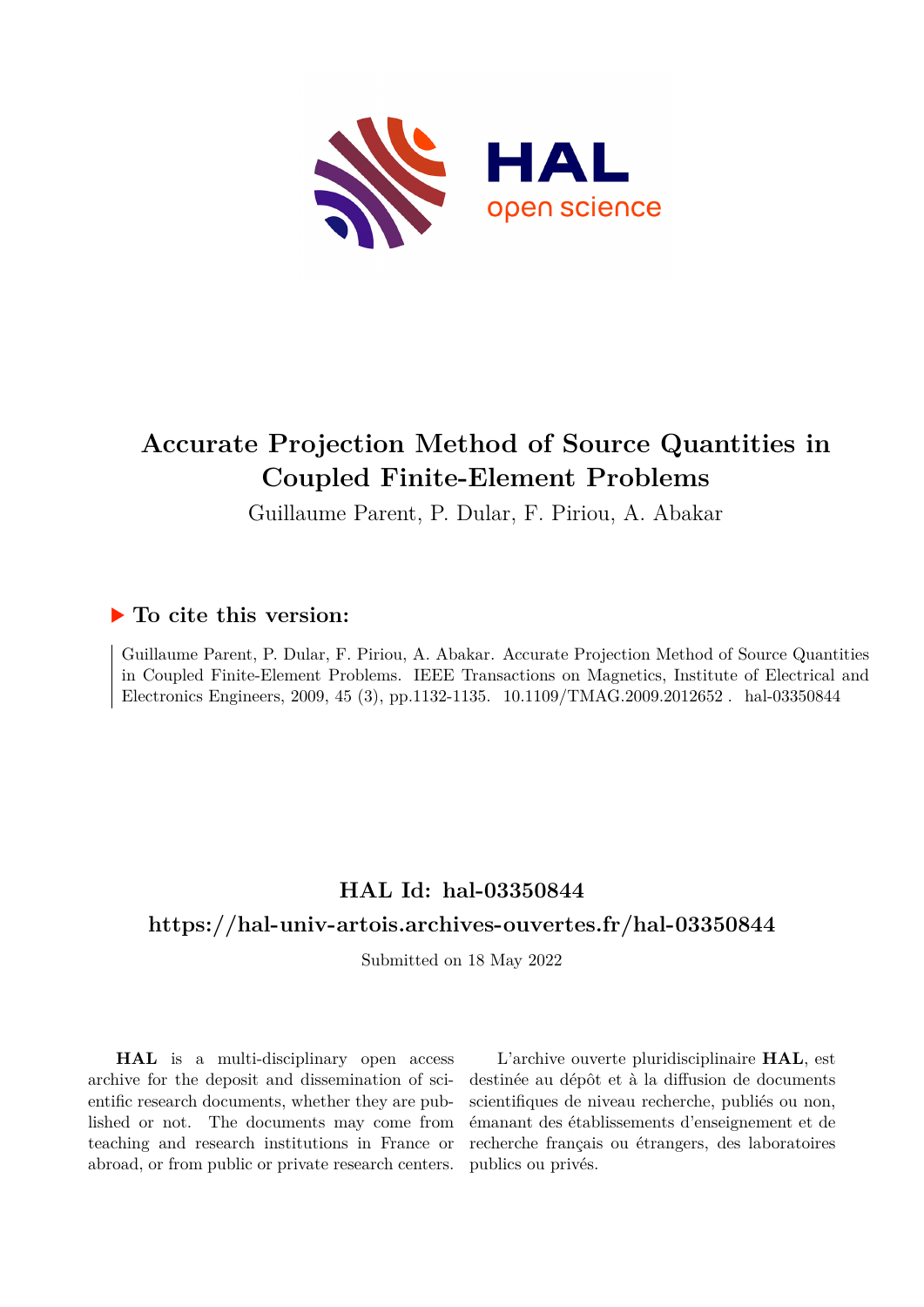# Accurate Projection Method of Source Quantities in Coupled Finite-Element Problems

Guillaume Parent, P. Dular, F. Piriou, A. Abakar

## ▶ To cite this version:

Guillaume Parent, P. Dular, F. Piriou, A. Abakar. Accurate Projection Method of Source Quantities in Coupled Finite-Element Problems. IEEE Transactions on Magnetics, Institute of Electrical and Electronics Engineers, 2009, 45 (3), pp.1132-1135. 10.1109/TMAG.2009.2012652. hal-03350844

## HAL Id: hal-03350844

## https://hal-univ-artois.archives-ouvertes.fr/hal-03350844

Submitted on 18 May 2022

**HAL** is a multi-disciplinary open access archive for the deposit and dissemination of scientific research documents, whether they are published or not. The documents may come from teaching and research institutions in France or abroad, or from public or private research centers.

L'archive ouverte pluridisciplinaire **HAL**, est destinée au dépôt et à la diffusion de documents scientifiques de niveau recherche, publiés ou non, émanant des établissements d'enseignement et de recherche français ou étrangers, des laboratoires publics ou privés.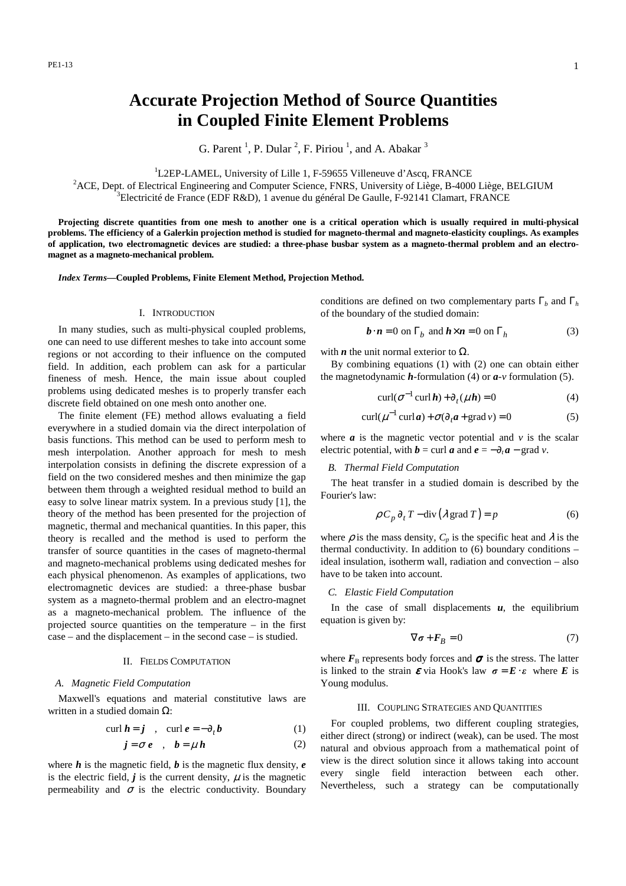# Accurate Projection Method of Source Quantities in Coupled Finite Element Problems

G. Parent [1], P. Dular [2], F. Piriou [1], and A. Abakar [3]

[1]L2EP-LAMEL, University of Lille 1, F-59655 Villeneuve d'Ascq, FRANCE

[2]ACE, Dept. of Electrical Engineering and Computer Science, FNRS, University of Liège, B-4000 Liège, BELGIUM

[3]Electricité de France (EDF R&D), 1 avenue du général De Gaulle, F-92141 Clamart, FRANCE

**Projecting discrete quantities from one mesh to another one is a critical operation which is usually required in multi-physical problems. The efficiency of a Galerkin projection method is studied for magneto-thermal and magneto-elasticity couplings. As examples of application, two electromagnetic devices are studied: a three-phase busbar system as a magneto-thermal problem and an electro-magnet as a magneto-mechanical problem.**

***Index Terms*—Coupled Problems, Finite Element Method, Projection Method.**

## I. Introduction

In many studies, such as multi-physical coupled problems, one can need to use different meshes to take into account some regions or not according to their influence on the computed field. In addition, each problem can ask for a particular fineness of mesh. Hence, the main issue about coupled problems using dedicated meshes is to properly transfer each discrete field obtained on one mesh onto another one.

The finite element (FE) method allows evaluating a field everywhere in a studied domain via the direct interpolation of basis functions. This method can be used to perform mesh to mesh interpolation. Another approach for mesh to mesh interpolation consists in defining the discrete expression of a field on the two considered meshes and then minimize the gap between them through a weighted residual method to build an easy to solve linear matrix system. In a previous study [1], the theory of the method has been presented for the projection of magnetic, thermal and mechanical quantities. In this paper, this theory is recalled and the method is used to perform the transfer of source quantities in the cases of magneto-thermal and magneto-mechanical problems using dedicated meshes for each physical phenomenon. As examples of applications, two electromagnetic devices are studied: a three-phase busbar system as a magneto-thermal problem and an electro-magnet as a magneto-mechanical problem. The influence of the projected source quantities on the temperature – in the first case – and the displacement – in the second case – is studied.

## II. Fields Computation

### A. Magnetic Field Computation

Maxwell's equations and material constitutive laws are written in a studied domain $\Omega$:

$$\operatorname{curl} \boldsymbol{h} = \boldsymbol{j} \quad , \quad \operatorname{curl} \boldsymbol{e} = -\partial_t \boldsymbol{b} \tag{1}$$

$$\boldsymbol{j} = \sigma\, \boldsymbol{e} \quad , \quad \boldsymbol{b} = \mu\, \boldsymbol{h} \tag{2}$$

where $\boldsymbol{h}$ is the magnetic field, $\boldsymbol{b}$ is the magnetic flux density, $\boldsymbol{e}$ is the electric field, $\boldsymbol{j}$ is the current density, $\mu$ is the magnetic permeability and $\sigma$ is the electric conductivity. Boundary conditions are defined on two complementary parts $\Gamma_b$ and $\Gamma_h$ of the boundary of the studied domain:

$$\boldsymbol{b} \cdot \boldsymbol{n} = 0 \text{ on } \Gamma_b \text{ and } \boldsymbol{h} \times \boldsymbol{n} = 0 \text{ on } \Gamma_h \tag{3}$$

with $\boldsymbol{n}$ the unit normal exterior to $\Omega$.

By combining equations (1) with (2) one can obtain either the magnetodynamic $\boldsymbol{h}$-formulation (4) or $\boldsymbol{a}$-$v$ formulation (5).

$$\operatorname{curl}(\sigma^{-1} \operatorname{curl} \boldsymbol{h}) + \partial_t (\mu \boldsymbol{h}) = 0 \tag{4}$$

$$\operatorname{curl}(\mu^{-1} \operatorname{curl} \boldsymbol{a}) + \sigma(\partial_t \boldsymbol{a} + \operatorname{grad} v) = 0 \tag{5}$$

where $\boldsymbol{a}$ is the magnetic vector potential and $v$ is the scalar electric potential, with $\boldsymbol{b} = \operatorname{curl} \boldsymbol{a}$ and $\boldsymbol{e} = -\partial_t \boldsymbol{a} - \operatorname{grad} v$.

### B. Thermal Field Computation

The heat transfer in a studied domain is described by the Fourier's law:

$$\rho C_p\, \partial_t T - \operatorname{div}\left(\lambda \operatorname{grad} T\right) = p \tag{6}$$

where $\rho$ is the mass density, $C_p$ is the specific heat and $\lambda$ is the thermal conductivity. In addition to (6) boundary conditions – ideal insulation, isotherm wall, radiation and convection – also have to be taken into account.

### C. Elastic Field Computation

In the case of small displacements $\boldsymbol{u}$, the equilibrium equation is given by:

$$\nabla \boldsymbol{\sigma} + \boldsymbol{F}_B = 0 \tag{7}$$

where $\boldsymbol{F}_B$ represents body forces and $\boldsymbol{\sigma}$ is the stress. The latter is linked to the strain $\boldsymbol{\varepsilon}$ via Hook's law $\boldsymbol{\sigma} = \boldsymbol{E} \cdot \varepsilon$ where $\boldsymbol{E}$ is Young modulus.

## III. Coupling Strategies and Quantities

For coupled problems, two different coupling strategies, either direct (strong) or indirect (weak), can be used. The most natural and obvious approach from a mathematical point of view is the direct solution since it allows taking into account every single field interaction between each other. Nevertheless, such a strategy can be computationally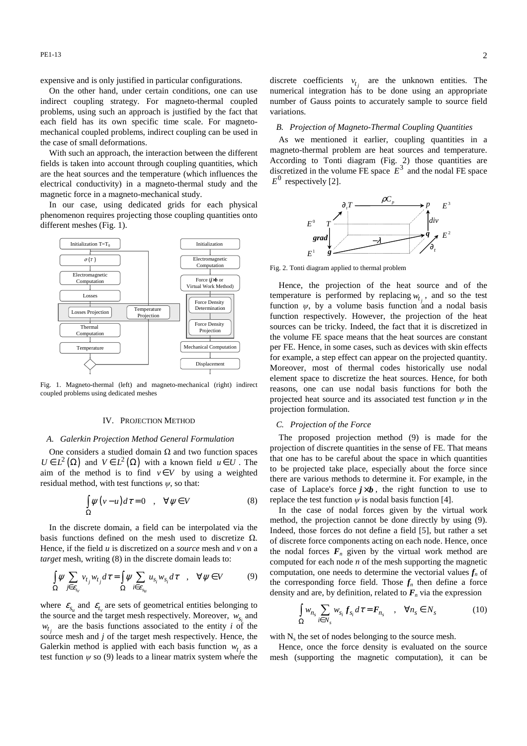expensive and is only justified in particular configurations.

On the other hand, under certain conditions, one can use indirect coupling strategy. For magneto-thermal coupled problems, using such an approach is justified by the fact that each field has its own specific time scale. For magneto-mechanical coupled problems, indirect coupling can be used in the case of small deformations.

With such an approach, the interaction between the different fields is taken into account through coupling quantities, which are the heat sources and the temperature (which influences the electrical conductivity) in a magneto-thermal study and the magnetic force in a magneto-mechanical study.

In our case, using dedicated grids for each physical phenomenon requires projecting those coupling quantities onto different meshes (Fig. 1).

Fig. 1. Magneto-thermal (left) and magneto-mechanical (right) indirect coupled problems using dedicated meshes

## IV. Projection Method

### A. Galerkin Projection Method General Formulation

One considers a studied domain Ω and two function spaces $U \in L^2(\Omega)$ and $V \in L^2(\Omega)$ with a known field $u \in U$. The aim of the method is to find $v \in V$ by using a weighted residual method, with test functions $\psi$, so that:

$$\int_{\Omega} \psi\left(v-u\right) d\tau = 0 \quad , \quad \forall \psi \in V \tag{8}$$

In the discrete domain, a field can be interpolated via the basis functions defined on the mesh used to discretize Ω. Hence, if the field *u* is discretized on a *source* mesh and *v* on a *target* mesh, writing (8) in the discrete domain leads to:

$$\int_{\Omega} \psi \sum_{j \in \varepsilon_{t_v}} v_{t_j} w_{t_j} d\tau = \int_{\Omega} \psi \sum_{i \in \varepsilon_{s_u}} u_{s_i} w_{s_i} d\tau \quad , \quad \forall \psi \in V \tag{9}$$

where $\varepsilon_{s_u}$ and $\varepsilon_{t_v}$ are sets of geometrical entities belonging to the source and the target mesh respectively. Moreover, $w_{s_i}$ and $w_{t_j}$ are the basis functions associated to the entity *i* of the source mesh and *j* of the target mesh respectively. Hence, the Galerkin method is applied with each basis function $w_{t_j}$ as a test function $\psi$ so (9) leads to a linear matrix system where the discrete coefficients $v_{t_j}$ are the unknown entities. The numerical integration has to be done using an appropriate number of Gauss points to accurately sample to source field variations.

### B. Projection of Magneto-Thermal Coupling Quantities

As we mentioned it earlier, coupling quantities in a magneto-thermal problem are heat sources and temperature. According to Tonti diagram (Fig. 2) those quantities are discretized in the volume FE space $E^3$ and the nodal FE space $E^0$ respectively [2].

Fig. 2. Tonti diagram applied to thermal problem

Hence, the projection of the heat source and of the temperature is performed by replacing $w_{t_j}$, and so the test function $\psi$, by a volume basis function and a nodal basis function respectively. However, the projection of the heat sources can be tricky. Indeed, the fact that it is discretized in the volume FE space means that the heat sources are constant per FE. Hence, in some cases, such as devices with skin effects for example, a step effect can appear on the projected quantity. Moreover, most of thermal codes historically use nodal element space to discretize the heat sources. Hence, for both reasons, one can use nodal basis functions for both the projected heat source and its associated test function $\psi$ in the projection formulation.

### C. Projection of the Force

The proposed projection method (9) is made for the projection of discrete quantities in the sense of FE. That means that one has to be careful about the space in which quantities to be projected take place, especially about the force since there are various methods to determine it. For example, in the case of Laplace's force $\boldsymbol{j} \times \boldsymbol{b}$, the right function to use to replace the test function $\psi$ is nodal basis function [4].

In the case of nodal forces given by the virtual work method, the projection cannot be done directly by using (9). Indeed, those forces do not define a field [5], but rather a set of discrete force components acting on each node. Hence, once the nodal forces $\boldsymbol{F}_n$ given by the virtual work method are computed for each node *n* of the mesh supporting the magnetic computation, one needs to determine the vectorial values $\boldsymbol{f}_n$ of the corresponding force field. Those $\boldsymbol{f}_n$ then define a force density and are, by definition, related to $\boldsymbol{F}_n$ via the expression

$$\int_{\Omega} w_{n_s} \sum_{i \in N_s} w_{s_i} \boldsymbol{f}_{s_i} d\tau = \boldsymbol{F}_{n_s} \quad , \quad \forall n_s \in N_s \tag{10}$$

with $N_s$ the set of nodes belonging to the source mesh.

Hence, once the force density is evaluated on the source mesh (supporting the magnetic computation), it can be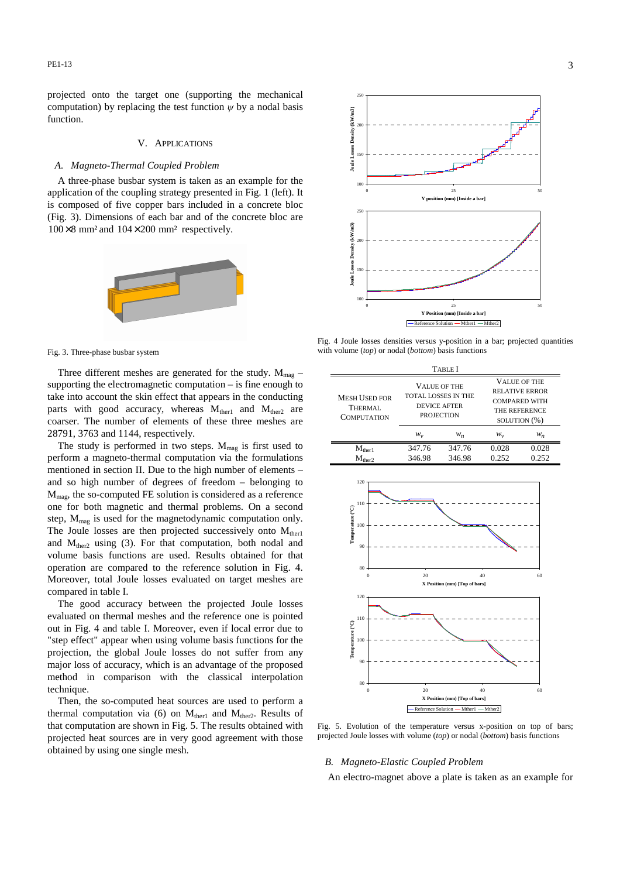projected onto the target one (supporting the mechanical computation) by replacing the test function $\psi$ by a nodal basis function.

## V. Applications

### A. Magneto-Thermal Coupled Problem

A three-phase busbar system is taken as an example for the application of the coupling strategy presented in Fig. 1 (left). It is composed of five copper bars included in a concrete bloc (Fig. 3). Dimensions of each bar and of the concrete bloc are $100\times 8$ mm² and $104\times 200$ mm² respectively.

Fig. 3. Three-phase busbar system

Three different meshes are generated for the study. $M_{mag}$ – supporting the electromagnetic computation – is fine enough to take into account the skin effect that appears in the conducting parts with good accuracy, whereas $M_{ther1}$ and $M_{ther2}$ are coarser. The number of elements of these three meshes are 28791, 3763 and 1144, respectively.

The study is performed in two steps. $M_{mag}$ is first used to perform a magneto-thermal computation via the formulations mentioned in section II. Due to the high number of elements – and so high number of degrees of freedom – belonging to $M_{mag}$, the so-computed FE solution is considered as a reference one for both magnetic and thermal problems. On a second step, $M_{mag}$ is used for the magnetodynamic computation only. The Joule losses are then projected successively onto $M_{ther1}$ and $M_{ther2}$ using (3). For that computation, both nodal and volume basis functions are used. Results obtained for that operation are compared to the reference solution in Fig. 4. Moreover, total Joule losses evaluated on target meshes are compared in table I.

The good accuracy between the projected Joule losses evaluated on thermal meshes and the reference one is pointed out in Fig. 4 and table I. Moreover, even if local error due to "step effect" appear when using volume basis functions for the projection, the global Joule losses do not suffer from any major loss of accuracy, which is an advantage of the proposed method in comparison with the classical interpolation technique.

Then, the so-computed heat sources are used to perform a thermal computation via (6) on $M_{ther1}$ and $M_{ther2}$. Results of that computation are shown in Fig. 5. The results obtained with projected heat sources are in very good agreement with those obtained by using one single mesh.

Fig. 4 Joule losses densities versus y-position in a bar; projected quantities with volume (*top*) or nodal (*bottom*) basis functions

Table I

| Mesh Used for Thermal Computation | Value of the total losses in the device after projection | | Value of the relative error compared with the reference solution (%) | |
|---|---|---|---|---|
| | $w_v$ | $w_n$ | $w_v$ | $w_n$ |
| $M_{ther1}$ | 347.76 | 347.76 | 0.028 | 0.028 |
| $M_{ther2}$ | 346.98 | 346.98 | 0.252 | 0.252 |

Fig. 5. Evolution of the temperature versus x-position on top of bars; projected Joule losses with volume (*top*) or nodal (*bottom*) basis functions

### B. Magneto-Elastic Coupled Problem

An electro-magnet above a plate is taken as an example for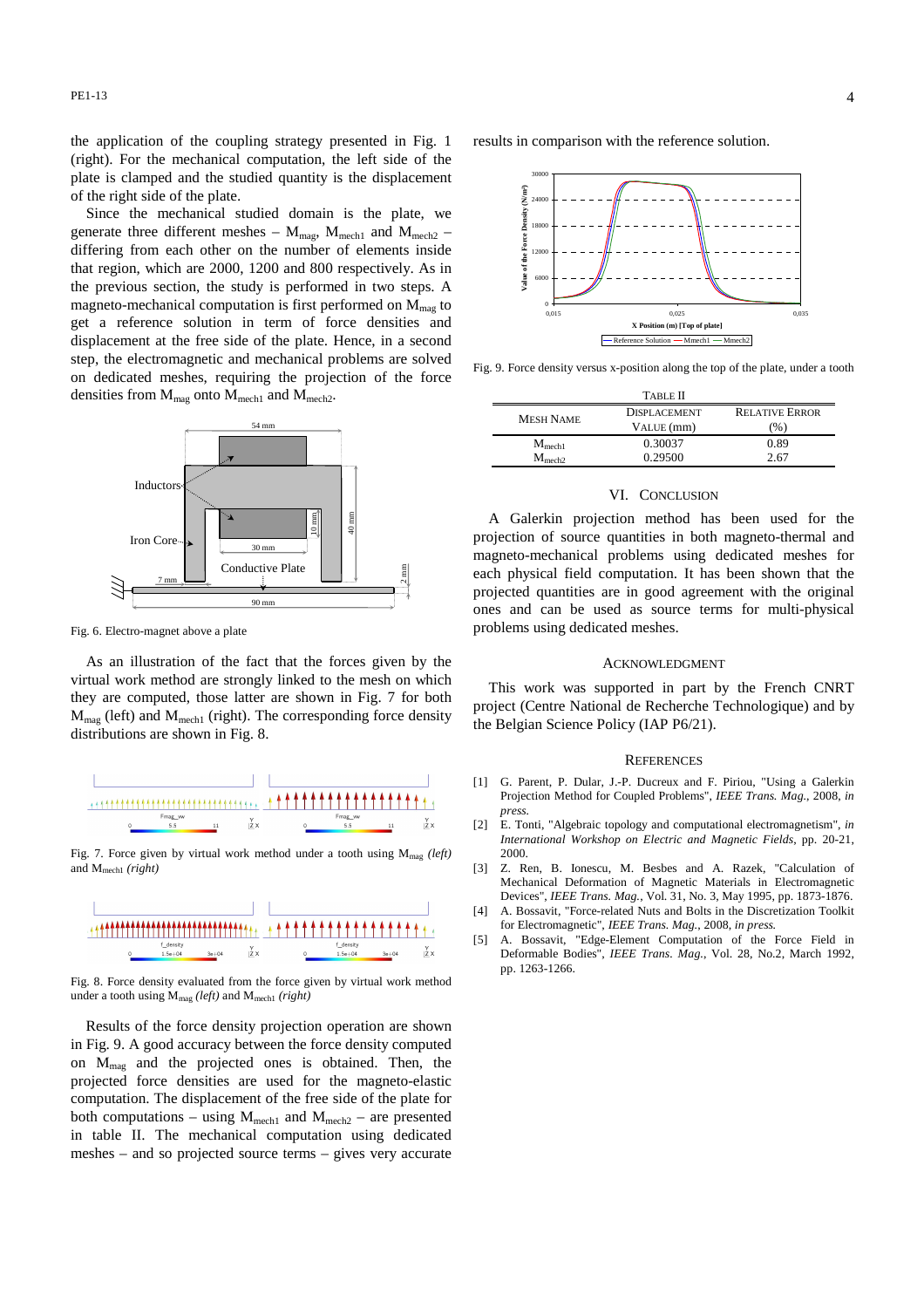the application of the coupling strategy presented in Fig. 1 (right). For the mechanical computation, the left side of the plate is clamped and the studied quantity is the displacement of the right side of the plate.

Since the mechanical studied domain is the plate, we generate three different meshes – $M_{mag}$, $M_{mech1}$ and $M_{mech2}$ – differing from each other on the number of elements inside that region, which are 2000, 1200 and 800 respectively. As in the previous section, the study is performed in two steps. A magneto-mechanical computation is first performed on $M_{mag}$ to get a reference solution in term of force densities and displacement at the free side of the plate. Hence, in a second step, the electromagnetic and mechanical problems are solved on dedicated meshes, requiring the projection of the force densities from $M_{mag}$ onto $M_{mech1}$ and $M_{mech2}$.

54 mm
Inductors
Iron Core
10 mm
40 mm
30 mm
Conductive Plate
7 mm
2 mm
90 mm

Fig. 6. Electro-magnet above a plate

As an illustration of the fact that the forces given by the virtual work method are strongly linked to the mesh on which they are computed, those latter are shown in Fig. 7 for both $M_{mag}$ (left) and $M_{mech1}$ (right). The corresponding force density distributions are shown in Fig. 8.

Fmag_vw
0 5.5 11
Fmag_vw
0 5.5 11

Fig. 7. Force given by virtual work method under a tooth using $M_{mag}$ *(left)* and $M_{mech1}$ *(right)*

f_density
0 1.5e+04 3e+04
f_density
0 1.5e+04 3e+04

Fig. 8. Force density evaluated from the force given by virtual work method under a tooth using $M_{mag}$ *(left)* and $M_{mech1}$ *(right)*

Results of the force density projection operation are shown in Fig. 9. A good accuracy between the force density computed on $M_{mag}$ and the projected ones is obtained. Then, the projected force densities are used for the magneto-elastic computation. The displacement of the free side of the plate for both computations – using $M_{mech1}$ and $M_{mech2}$ – are presented in table II. The mechanical computation using dedicated meshes – and so projected source terms – gives very accurate results in comparison with the reference solution.

Value of the Force Density (N/m²)
30000
24000
18000
12000
6000
0
0,015 0,025 0,035
X Position (m) [Top of plate]
Reference Solution — Mmech1 — Mmech2

Fig. 9. Force density versus x-position along the top of the plate, under a tooth

TABLE II

| Mesh Name | Displacement Value (mm) | Relative Error (%) |
|---|---|---|
| $M_{mech1}$ | 0.30037 | 0.89 |
| $M_{mech2}$ | 0.29500 | 2.67 |

## VI. Conclusion

A Galerkin projection method has been used for the projection of source quantities in both magneto-thermal and magneto-mechanical problems using dedicated meshes for each physical field computation. It has been shown that the projected quantities are in good agreement with the original ones and can be used as source terms for multi-physical problems using dedicated meshes.

## Acknowledgment

This work was supported in part by the French CNRT project (Centre National de Recherche Technologique) and by the Belgian Science Policy (IAP P6/21).

## References

[1] G. Parent, P. Dular, J.-P. Ducreux and F. Piriou, "Using a Galerkin Projection Method for Coupled Problems", *IEEE Trans. Mag.*, 2008, *in press.*

[2] E. Tonti, "Algebraic topology and computational electromagnetism", *in International Workshop on Electric and Magnetic Fields*, pp. 20-21, 2000.

[3] Z. Ren, B. Ionescu, M. Besbes and A. Razek, "Calculation of Mechanical Deformation of Magnetic Materials in Electromagnetic Devices", *IEEE Trans. Mag.*, Vol. 31, No. 3, May 1995, pp. 1873-1876.

[4] A. Bossavit, "Force-related Nuts and Bolts in the Discretization Toolkit for Electromagnetic", *IEEE Trans. Mag.*, 2008, *in press.*

[5] A. Bossavit, "Edge-Element Computation of the Force Field in Deformable Bodies", *IEEE Trans. Mag.*, Vol. 28, No.2, March 1992, pp. 1263-1266.